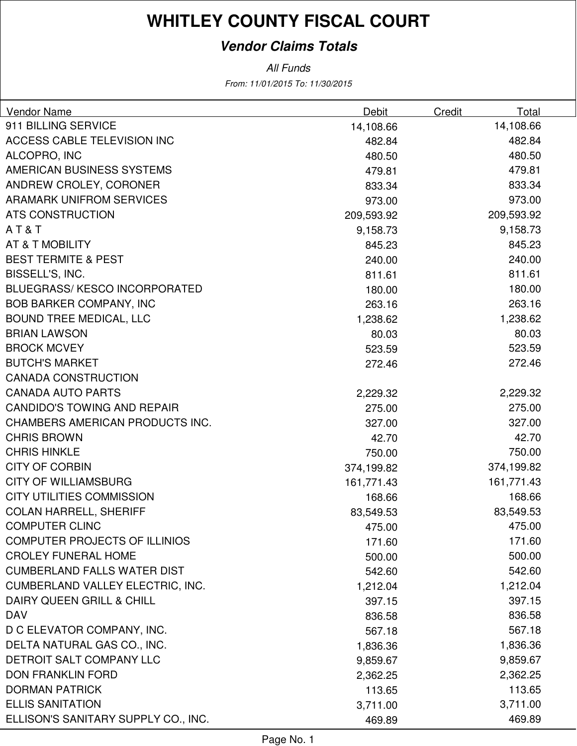# WHITLEY COUNTY FISCAL COURT

***Vendor Claims Totals***

*All Funds*

*From: 11/01/2015 To: 11/30/2015*

| Vendor Name | Debit | Credit | Total |
|---|---|---|---|
| 911 BILLING SERVICE | 14,108.66 | | 14,108.66 |
| ACCESS CABLE TELEVISION INC | 482.84 | | 482.84 |
| ALCOPRO, INC | 480.50 | | 480.50 |
| AMERICAN BUSINESS SYSTEMS | 479.81 | | 479.81 |
| ANDREW CROLEY, CORONER | 833.34 | | 833.34 |
| ARAMARK UNIFROM SERVICES | 973.00 | | 973.00 |
| ATS CONSTRUCTION | 209,593.92 | | 209,593.92 |
| A T & T | 9,158.73 | | 9,158.73 |
| AT & T MOBILITY | 845.23 | | 845.23 |
| BEST TERMITE & PEST | 240.00 | | 240.00 |
| BISSELL'S, INC. | 811.61 | | 811.61 |
| BLUEGRASS/ KESCO INCORPORATED | 180.00 | | 180.00 |
| BOB BARKER COMPANY, INC | 263.16 | | 263.16 |
| BOUND TREE MEDICAL, LLC | 1,238.62 | | 1,238.62 |
| BRIAN LAWSON | 80.03 | | 80.03 |
| BROCK MCVEY | 523.59 | | 523.59 |
| BUTCH'S MARKET | 272.46 | | 272.46 |
| CANADA CONSTRUCTION | | | |
| CANADA AUTO PARTS | 2,229.32 | | 2,229.32 |
| CANDIDO'S TOWING AND REPAIR | 275.00 | | 275.00 |
| CHAMBERS AMERICAN PRODUCTS INC. | 327.00 | | 327.00 |
| CHRIS BROWN | 42.70 | | 42.70 |
| CHRIS HINKLE | 750.00 | | 750.00 |
| CITY OF CORBIN | 374,199.82 | | 374,199.82 |
| CITY OF WILLIAMSBURG | 161,771.43 | | 161,771.43 |
| CITY UTILITIES COMMISSION | 168.66 | | 168.66 |
| COLAN HARRELL, SHERIFF | 83,549.53 | | 83,549.53 |
| COMPUTER CLINC | 475.00 | | 475.00 |
| COMPUTER PROJECTS OF ILLINIOS | 171.60 | | 171.60 |
| CROLEY FUNERAL HOME | 500.00 | | 500.00 |
| CUMBERLAND FALLS WATER DIST | 542.60 | | 542.60 |
| CUMBERLAND VALLEY ELECTRIC, INC. | 1,212.04 | | 1,212.04 |
| DAIRY QUEEN GRILL & CHILL | 397.15 | | 397.15 |
| DAV | 836.58 | | 836.58 |
| D C ELEVATOR COMPANY, INC. | 567.18 | | 567.18 |
| DELTA NATURAL GAS CO., INC. | 1,836.36 | | 1,836.36 |
| DETROIT SALT COMPANY LLC | 9,859.67 | | 9,859.67 |
| DON FRANKLIN FORD | 2,362.25 | | 2,362.25 |
| DORMAN PATRICK | 113.65 | | 113.65 |
| ELLIS SANITATION | 3,711.00 | | 3,711.00 |
| ELLISON'S SANITARY SUPPLY CO., INC. | 469.89 | | 469.89 |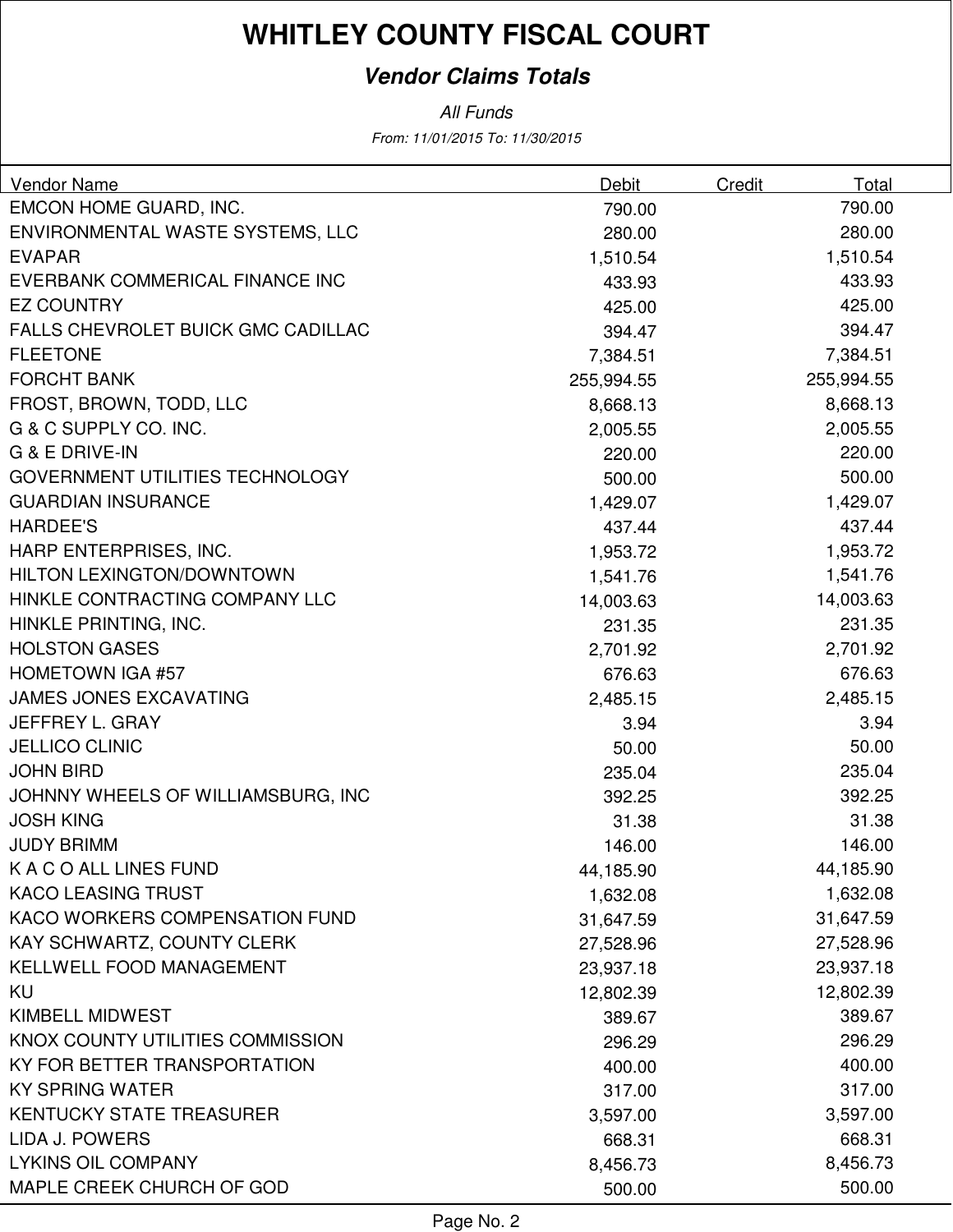# WHITLEY COUNTY FISCAL COURT

***Vendor Claims Totals***

*All Funds*

*From: 11/01/2015 To: 11/30/2015*

| Vendor Name | Debit | Credit | Total |
|---|---|---|---|
| EMCON HOME GUARD, INC. | 790.00 | | 790.00 |
| ENVIRONMENTAL WASTE SYSTEMS, LLC | 280.00 | | 280.00 |
| EVAPAR | 1,510.54 | | 1,510.54 |
| EVERBANK COMMERICAL FINANCE INC | 433.93 | | 433.93 |
| EZ COUNTRY | 425.00 | | 425.00 |
| FALLS CHEVROLET BUICK GMC CADILLAC | 394.47 | | 394.47 |
| FLEETONE | 7,384.51 | | 7,384.51 |
| FORCHT BANK | 255,994.55 | | 255,994.55 |
| FROST, BROWN, TODD, LLC | 8,668.13 | | 8,668.13 |
| G & C SUPPLY CO. INC. | 2,005.55 | | 2,005.55 |
| G & E DRIVE-IN | 220.00 | | 220.00 |
| GOVERNMENT UTILITIES TECHNOLOGY | 500.00 | | 500.00 |
| GUARDIAN INSURANCE | 1,429.07 | | 1,429.07 |
| HARDEE'S | 437.44 | | 437.44 |
| HARP ENTERPRISES, INC. | 1,953.72 | | 1,953.72 |
| HILTON LEXINGTON/DOWNTOWN | 1,541.76 | | 1,541.76 |
| HINKLE CONTRACTING COMPANY LLC | 14,003.63 | | 14,003.63 |
| HINKLE PRINTING, INC. | 231.35 | | 231.35 |
| HOLSTON GASES | 2,701.92 | | 2,701.92 |
| HOMETOWN IGA #57 | 676.63 | | 676.63 |
| JAMES JONES EXCAVATING | 2,485.15 | | 2,485.15 |
| JEFFREY L. GRAY | 3.94 | | 3.94 |
| JELLICO CLINIC | 50.00 | | 50.00 |
| JOHN BIRD | 235.04 | | 235.04 |
| JOHNNY WHEELS OF WILLIAMSBURG, INC | 392.25 | | 392.25 |
| JOSH KING | 31.38 | | 31.38 |
| JUDY BRIMM | 146.00 | | 146.00 |
| K A C O ALL LINES FUND | 44,185.90 | | 44,185.90 |
| KACO LEASING TRUST | 1,632.08 | | 1,632.08 |
| KACO WORKERS COMPENSATION FUND | 31,647.59 | | 31,647.59 |
| KAY SCHWARTZ, COUNTY CLERK | 27,528.96 | | 27,528.96 |
| KELLWELL FOOD MANAGEMENT | 23,937.18 | | 23,937.18 |
| KU | 12,802.39 | | 12,802.39 |
| KIMBELL MIDWEST | 389.67 | | 389.67 |
| KNOX COUNTY UTILITIES COMMISSION | 296.29 | | 296.29 |
| KY FOR BETTER TRANSPORTATION | 400.00 | | 400.00 |
| KY SPRING WATER | 317.00 | | 317.00 |
| KENTUCKY STATE TREASURER | 3,597.00 | | 3,597.00 |
| LIDA J. POWERS | 668.31 | | 668.31 |
| LYKINS OIL COMPANY | 8,456.73 | | 8,456.73 |
| MAPLE CREEK CHURCH OF GOD | 500.00 | | 500.00 |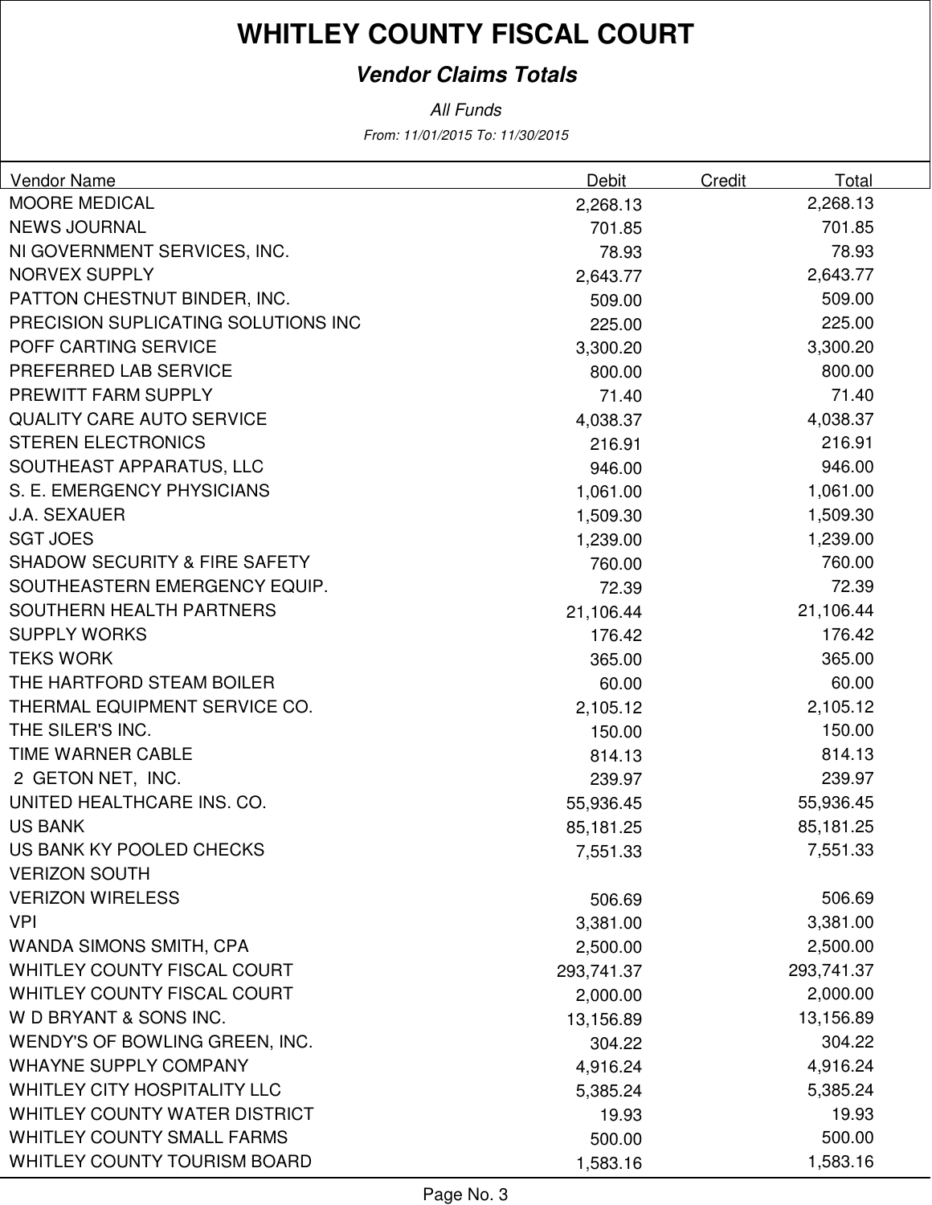# WHITLEY COUNTY FISCAL COURT

***Vendor Claims Totals***

*All Funds*

*From: 11/01/2015 To: 11/30/2015*

| Vendor Name | Debit | Credit | Total |
|---|---|---|---|
| MOORE MEDICAL | 2,268.13 | | 2,268.13 |
| NEWS JOURNAL | 701.85 | | 701.85 |
| NI GOVERNMENT SERVICES, INC. | 78.93 | | 78.93 |
| NORVEX SUPPLY | 2,643.77 | | 2,643.77 |
| PATTON CHESTNUT BINDER, INC. | 509.00 | | 509.00 |
| PRECISION SUPLICATING SOLUTIONS INC | 225.00 | | 225.00 |
| POFF CARTING SERVICE | 3,300.20 | | 3,300.20 |
| PREFERRED LAB SERVICE | 800.00 | | 800.00 |
| PREWITT FARM SUPPLY | 71.40 | | 71.40 |
| QUALITY CARE AUTO SERVICE | 4,038.37 | | 4,038.37 |
| STEREN ELECTRONICS | 216.91 | | 216.91 |
| SOUTHEAST APPARATUS, LLC | 946.00 | | 946.00 |
| S. E. EMERGENCY PHYSICIANS | 1,061.00 | | 1,061.00 |
| J.A. SEXAUER | 1,509.30 | | 1,509.30 |
| SGT JOES | 1,239.00 | | 1,239.00 |
| SHADOW SECURITY & FIRE SAFETY | 760.00 | | 760.00 |
| SOUTHEASTERN EMERGENCY EQUIP. | 72.39 | | 72.39 |
| SOUTHERN HEALTH PARTNERS | 21,106.44 | | 21,106.44 |
| SUPPLY WORKS | 176.42 | | 176.42 |
| TEKS WORK | 365.00 | | 365.00 |
| THE HARTFORD STEAM BOILER | 60.00 | | 60.00 |
| THERMAL EQUIPMENT SERVICE CO. | 2,105.12 | | 2,105.12 |
| THE SILER'S INC. | 150.00 | | 150.00 |
| TIME WARNER CABLE | 814.13 | | 814.13 |
| 2 GETON NET, INC. | 239.97 | | 239.97 |
| UNITED HEALTHCARE INS. CO. | 55,936.45 | | 55,936.45 |
| US BANK | 85,181.25 | | 85,181.25 |
| US BANK KY POOLED CHECKS | 7,551.33 | | 7,551.33 |
| VERIZON SOUTH | | | |
| VERIZON WIRELESS | 506.69 | | 506.69 |
| VPI | 3,381.00 | | 3,381.00 |
| WANDA SIMONS SMITH, CPA | 2,500.00 | | 2,500.00 |
| WHITLEY COUNTY FISCAL COURT | 293,741.37 | | 293,741.37 |
| WHITLEY COUNTY FISCAL COURT | 2,000.00 | | 2,000.00 |
| W D BRYANT & SONS INC. | 13,156.89 | | 13,156.89 |
| WENDY'S OF BOWLING GREEN, INC. | 304.22 | | 304.22 |
| WHAYNE SUPPLY COMPANY | 4,916.24 | | 4,916.24 |
| WHITLEY CITY HOSPITALITY LLC | 5,385.24 | | 5,385.24 |
| WHITLEY COUNTY WATER DISTRICT | 19.93 | | 19.93 |
| WHITLEY COUNTY SMALL FARMS | 500.00 | | 500.00 |
| WHITLEY COUNTY TOURISM BOARD | 1,583.16 | | 1,583.16 |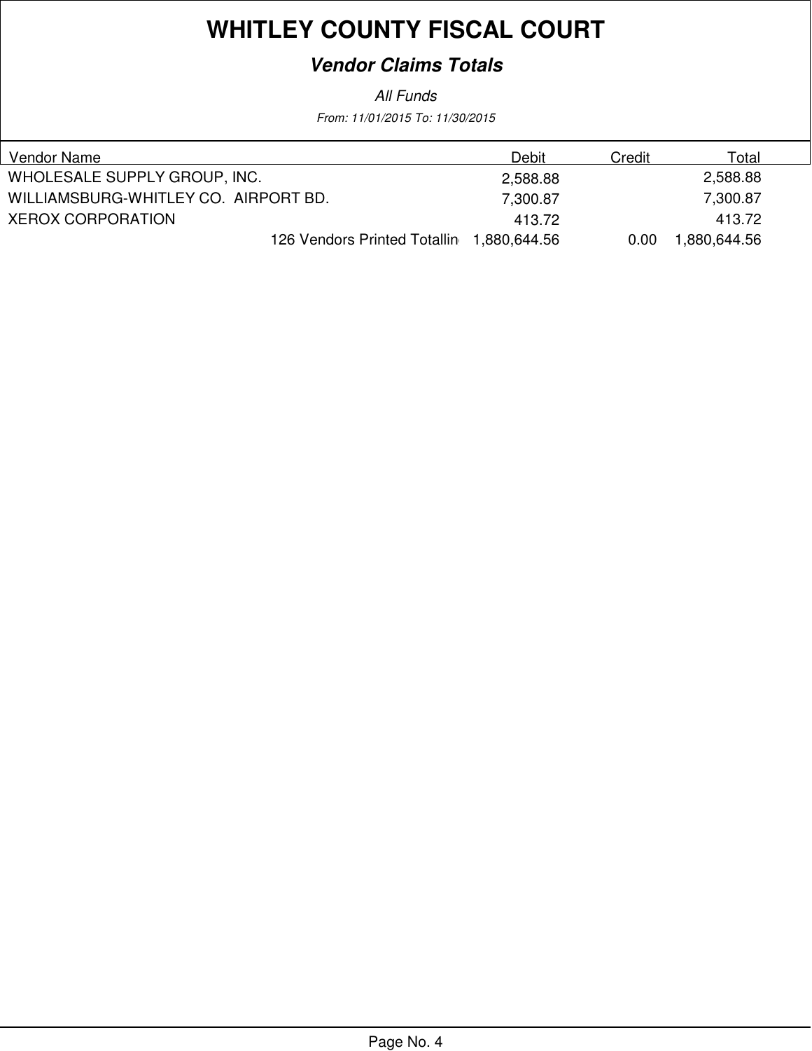# WHITLEY COUNTY FISCAL COURT

## *Vendor Claims Totals*

*All Funds*

*From: 11/01/2015 To: 11/30/2015*

| Vendor Name | Debit | Credit | Total |
|---|---|---|---|
| WHOLESALE SUPPLY GROUP, INC. | 2,588.88 | | 2,588.88 |
| WILLIAMSBURG-WHITLEY CO. AIRPORT BD. | 7,300.87 | | 7,300.87 |
| XEROX CORPORATION | 413.72 | | 413.72 |
| 126 Vendors Printed Totallin | 1,880,644.56 | 0.00 | 1,880,644.56 |